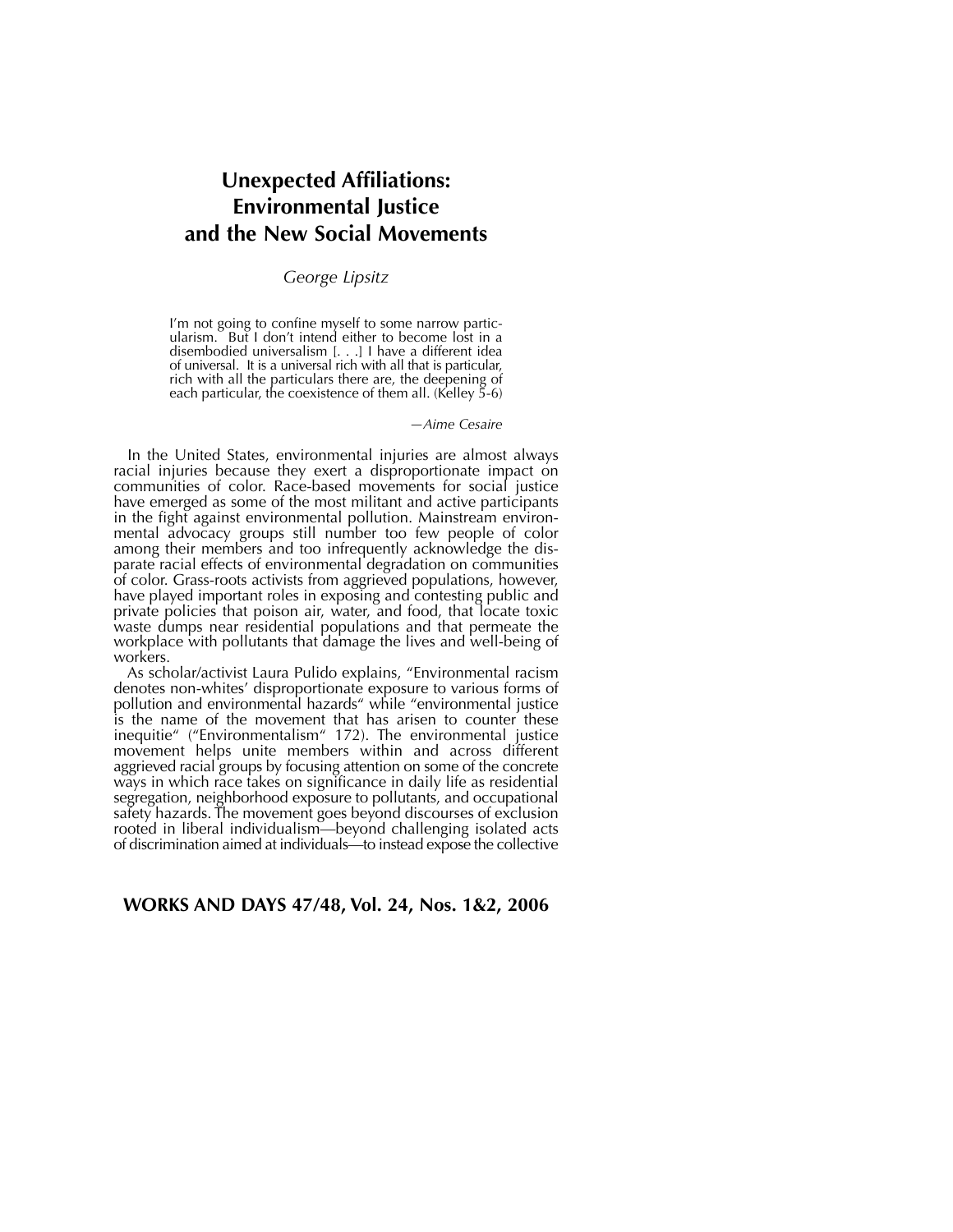# Unexpected Affiliations: Environmental Justice and the New Social Movements

*George Lipsitz*

> I'm not going to confine myself to some narrow particularism. But I don't intend either to become lost in a disembodied universalism [. . .] I have a different idea of universal. It is a universal rich with all that is particular, rich with all the particulars there are, the deepening of each particular, the coexistence of them all. (Kelley 5-6)
>
> —*Aime Cesaire*

In the United States, environmental injuries are almost always racial injuries because they exert a disproportionate impact on communities of color. Race-based movements for social justice have emerged as some of the most militant and active participants in the fight against environmental pollution. Mainstream environmental advocacy groups still number too few people of color among their members and too infrequently acknowledge the disparate racial effects of environmental degradation on communities of color. Grass-roots activists from aggrieved populations, however, have played important roles in exposing and contesting public and private policies that poison air, water, and food, that locate toxic waste dumps near residential populations and that permeate the workplace with pollutants that damage the lives and well-being of workers.

As scholar/activist Laura Pulido explains, "Environmental racism denotes non-whites' disproportionate exposure to various forms of pollution and environmental hazards" while "environmental justice is the name of the movement that has arisen to counter these inequitie" ("Environmentalism" 172). The environmental justice movement helps unite members within and across different aggrieved racial groups by focusing attention on some of the concrete ways in which race takes on significance in daily life as residential segregation, neighborhood exposure to pollutants, and occupational safety hazards. The movement goes beyond discourses of exclusion rooted in liberal individualism—beyond challenging isolated acts of discrimination aimed at individuals—to instead expose the collective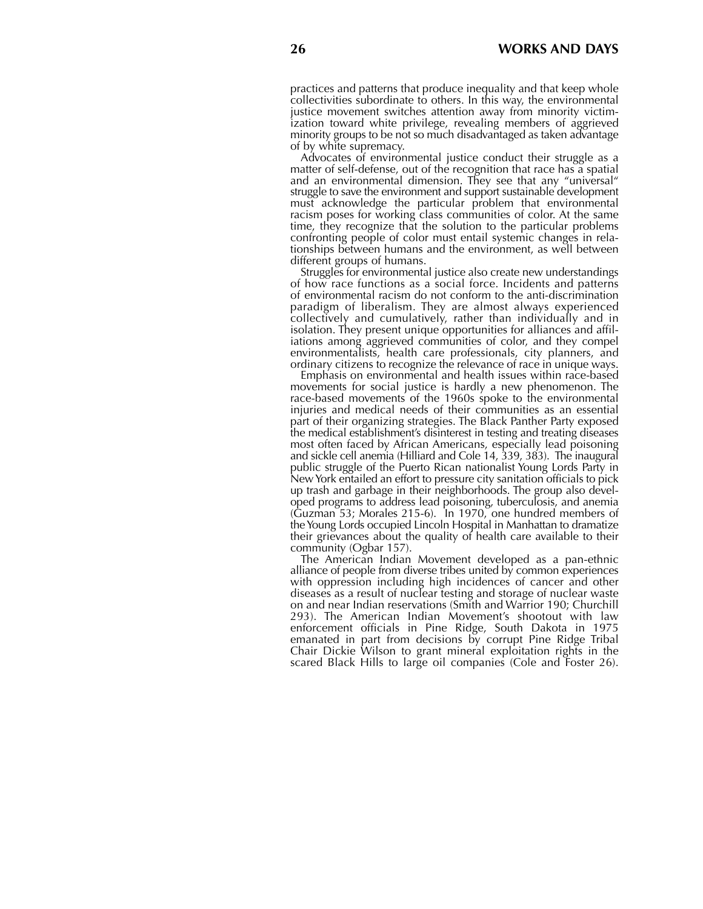practices and patterns that produce inequality and that keep whole collectivities subordinate to others. In this way, the environmental justice movement switches attention away from minority victimization toward white privilege, revealing members of aggrieved minority groups to be not so much disadvantaged as taken advantage of by white supremacy.

Advocates of environmental justice conduct their struggle as a matter of self-defense, out of the recognition that race has a spatial and an environmental dimension. They see that any "universal" struggle to save the environment and support sustainable development must acknowledge the particular problem that environmental racism poses for working class communities of color. At the same time, they recognize that the solution to the particular problems confronting people of color must entail systemic changes in relationships between humans and the environment, as well between different groups of humans.

Struggles for environmental justice also create new understandings of how race functions as a social force. Incidents and patterns of environmental racism do not conform to the anti-discrimination paradigm of liberalism. They are almost always experienced collectively and cumulatively, rather than individually and in isolation. They present unique opportunities for alliances and affiliations among aggrieved communities of color, and they compel environmentalists, health care professionals, city planners, and ordinary citizens to recognize the relevance of race in unique ways.

Emphasis on environmental and health issues within race-based movements for social justice is hardly a new phenomenon. The race-based movements of the 1960s spoke to the environmental injuries and medical needs of their communities as an essential part of their organizing strategies. The Black Panther Party exposed the medical establishment's disinterest in testing and treating diseases most often faced by African Americans, especially lead poisoning and sickle cell anemia (Hilliard and Cole 14, 339, 383). The inaugural public struggle of the Puerto Rican nationalist Young Lords Party in New York entailed an effort to pressure city sanitation officials to pick up trash and garbage in their neighborhoods. The group also developed programs to address lead poisoning, tuberculosis, and anemia (Guzman 53; Morales 215-6). In 1970, one hundred members of the Young Lords occupied Lincoln Hospital in Manhattan to dramatize their grievances about the quality of health care available to their community (Ogbar 157).

The American Indian Movement developed as a pan-ethnic alliance of people from diverse tribes united by common experiences with oppression including high incidences of cancer and other diseases as a result of nuclear testing and storage of nuclear waste on and near Indian reservations (Smith and Warrior 190; Churchill 293). The American Indian Movement's shootout with law enforcement officials in Pine Ridge, South Dakota in 1975 emanated in part from decisions by corrupt Pine Ridge Tribal Chair Dickie Wilson to grant mineral exploitation rights in the scared Black Hills to large oil companies (Cole and Foster 26).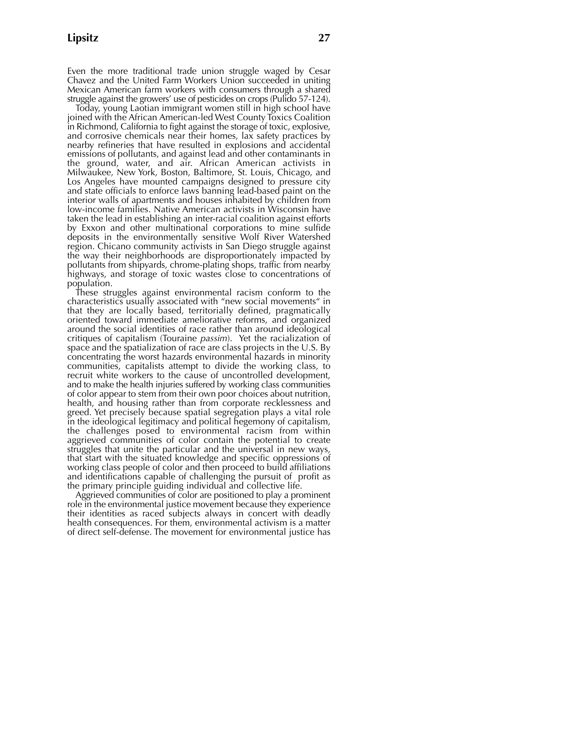Even the more traditional trade union struggle waged by Cesar Chavez and the United Farm Workers Union succeeded in uniting Mexican American farm workers with consumers through a shared struggle against the growers' use of pesticides on crops (Pulido 57-124).

Today, young Laotian immigrant women still in high school have joined with the African American-led West County Toxics Coalition in Richmond, California to fight against the storage of toxic, explosive, and corrosive chemicals near their homes, lax safety practices by nearby refineries that have resulted in explosions and accidental emissions of pollutants, and against lead and other contaminants in the ground, water, and air. African American activists in Milwaukee, New York, Boston, Baltimore, St. Louis, Chicago, and Los Angeles have mounted campaigns designed to pressure city and state officials to enforce laws banning lead-based paint on the interior walls of apartments and houses inhabited by children from low-income families. Native American activists in Wisconsin have taken the lead in establishing an inter-racial coalition against efforts by Exxon and other multinational corporations to mine sulfide deposits in the environmentally sensitive Wolf River Watershed region. Chicano community activists in San Diego struggle against the way their neighborhoods are disproportionately impacted by pollutants from shipyards, chrome-plating shops, traffic from nearby highways, and storage of toxic wastes close to concentrations of population.

These struggles against environmental racism conform to the characteristics usually associated with "new social movements" in that they are locally based, territorially defined, pragmatically oriented toward immediate ameliorative reforms, and organized around the social identities of race rather than around ideological critiques of capitalism (Touraine *passim*). Yet the racialization of space and the spatialization of race are class projects in the U.S. By concentrating the worst hazards environmental hazards in minority communities, capitalists attempt to divide the working class, to recruit white workers to the cause of uncontrolled development, and to make the health injuries suffered by working class communities of color appear to stem from their own poor choices about nutrition, health, and housing rather than from corporate recklessness and greed. Yet precisely because spatial segregation plays a vital role in the ideological legitimacy and political hegemony of capitalism, the challenges posed to environmental racism from within aggrieved communities of color contain the potential to create struggles that unite the particular and the universal in new ways, that start with the situated knowledge and specific oppressions of working class people of color and then proceed to build affiliations and identifications capable of challenging the pursuit of profit as the primary principle guiding individual and collective life.

Aggrieved communities of color are positioned to play a prominent role in the environmental justice movement because they experience their identities as raced subjects always in concert with deadly health consequences. For them, environmental activism is a matter of direct self-defense. The movement for environmental justice has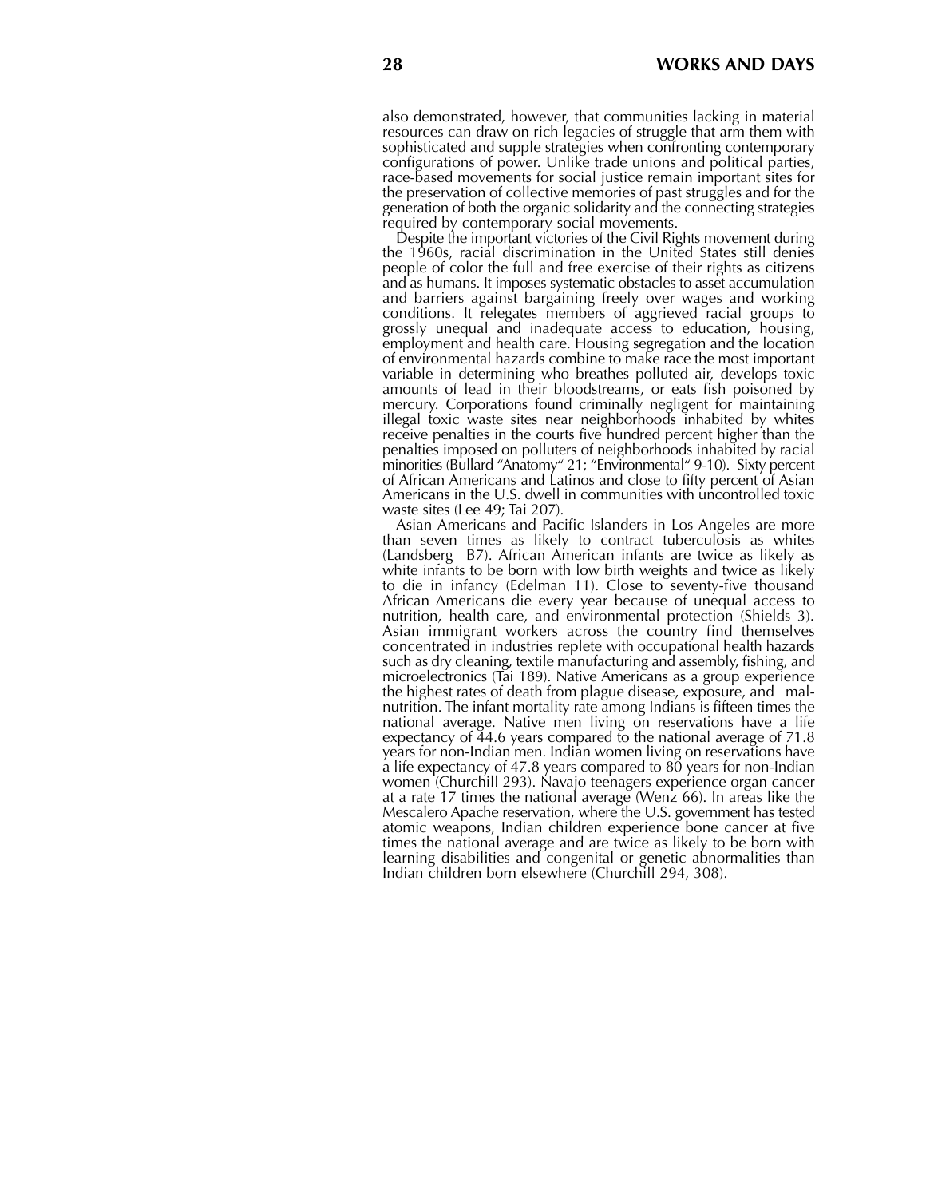also demonstrated, however, that communities lacking in material resources can draw on rich legacies of struggle that arm them with sophisticated and supple strategies when confronting contemporary configurations of power. Unlike trade unions and political parties, race-based movements for social justice remain important sites for the preservation of collective memories of past struggles and for the generation of both the organic solidarity and the connecting strategies required by contemporary social movements.

Despite the important victories of the Civil Rights movement during the 1960s, racial discrimination in the United States still denies people of color the full and free exercise of their rights as citizens and as humans. It imposes systematic obstacles to asset accumulation and barriers against bargaining freely over wages and working conditions. It relegates members of aggrieved racial groups to grossly unequal and inadequate access to education, housing, employment and health care. Housing segregation and the location of environmental hazards combine to make race the most important variable in determining who breathes polluted air, develops toxic amounts of lead in their bloodstreams, or eats fish poisoned by mercury. Corporations found criminally negligent for maintaining illegal toxic waste sites near neighborhoods inhabited by whites receive penalties in the courts five hundred percent higher than the penalties imposed on polluters of neighborhoods inhabited by racial minorities (Bullard "Anatomy" 21; "Environmental" 9-10). Sixty percent of African Americans and Latinos and close to fifty percent of Asian Americans in the U.S. dwell in communities with uncontrolled toxic waste sites (Lee 49; Tai 207).

Asian Americans and Pacific Islanders in Los Angeles are more than seven times as likely to contract tuberculosis as whites (Landsberg B7). African American infants are twice as likely as white infants to be born with low birth weights and twice as likely to die in infancy (Edelman 11). Close to seventy-five thousand African Americans die every year because of unequal access to nutrition, health care, and environmental protection (Shields 3). Asian immigrant workers across the country find themselves concentrated in industries replete with occupational health hazards such as dry cleaning, textile manufacturing and assembly, fishing, and microelectronics (Tai 189). Native Americans as a group experience the highest rates of death from plague disease, exposure, and malnutrition. The infant mortality rate among Indians is fifteen times the national average. Native men living on reservations have a life expectancy of 44.6 years compared to the national average of 71.8 years for non-Indian men. Indian women living on reservations have a life expectancy of 47.8 years compared to 80 years for non-Indian women (Churchill 293). Navajo teenagers experience organ cancer at a rate 17 times the national average (Wenz 66). In areas like the Mescalero Apache reservation, where the U.S. government has tested atomic weapons, Indian children experience bone cancer at five times the national average and are twice as likely to be born with learning disabilities and congenital or genetic abnormalities than Indian children born elsewhere (Churchill 294, 308).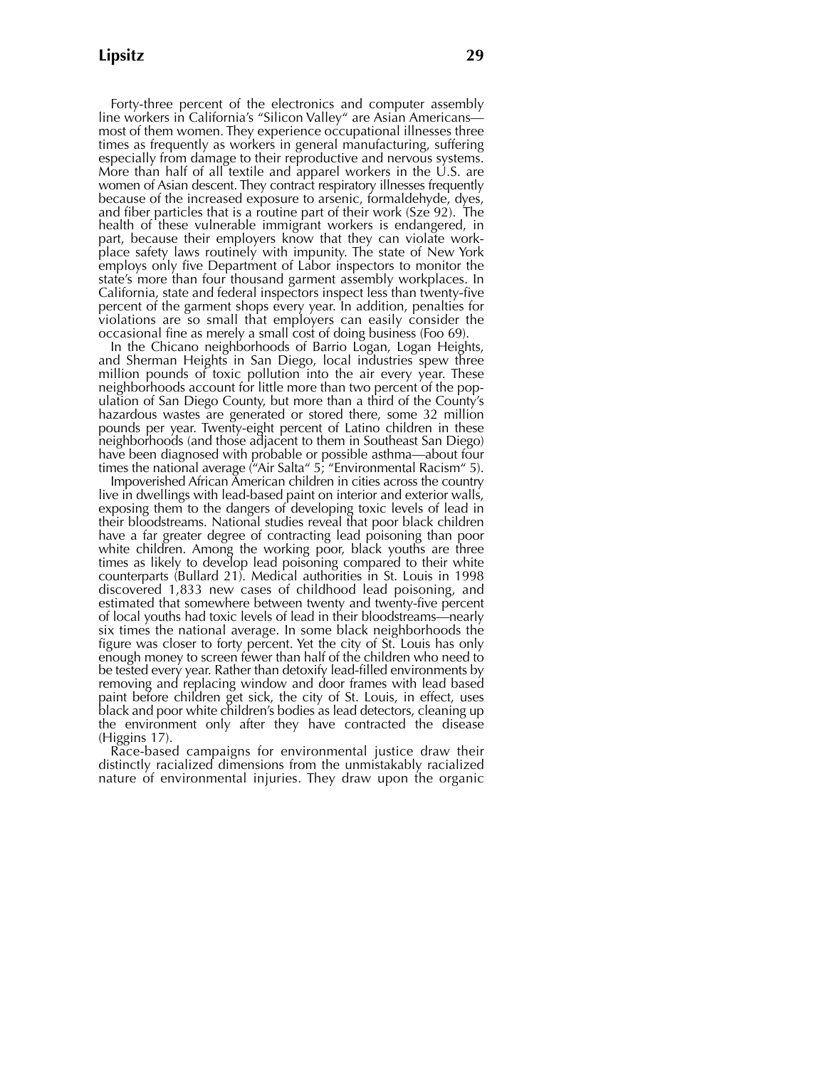Forty-three percent of the electronics and computer assembly line workers in California's "Silicon Valley" are Asian Americans—most of them women. They experience occupational illnesses three times as frequently as workers in general manufacturing, suffering especially from damage to their reproductive and nervous systems. More than half of all textile and apparel workers in the U.S. are women of Asian descent. They contract respiratory illnesses frequently because of the increased exposure to arsenic, formaldehyde, dyes, and fiber particles that is a routine part of their work (Sze 92). The health of these vulnerable immigrant workers is endangered, in part, because their employers know that they can violate workplace safety laws routinely with impunity. The state of New York employs only five Department of Labor inspectors to monitor the state's more than four thousand garment assembly workplaces. In California, state and federal inspectors inspect less than twenty-five percent of the garment shops every year. In addition, penalties for violations are so small that employers can easily consider the occasional fine as merely a small cost of doing business (Foo 69).

In the Chicano neighborhoods of Barrio Logan, Logan Heights, and Sherman Heights in San Diego, local industries spew three million pounds of toxic pollution into the air every year. These neighborhoods account for little more than two percent of the population of San Diego County, but more than a third of the County's hazardous wastes are generated or stored there, some 32 million pounds per year. Twenty-eight percent of Latino children in these neighborhoods (and those adjacent to them in Southeast San Diego) have been diagnosed with probable or possible asthma—about four times the national average ("Air Salta" 5; "Environmental Racism" 5).

Impoverished African American children in cities across the country live in dwellings with lead-based paint on interior and exterior walls, exposing them to the dangers of developing toxic levels of lead in their bloodstreams. National studies reveal that poor black children have a far greater degree of contracting lead poisoning than poor white children. Among the working poor, black youths are three times as likely to develop lead poisoning compared to their white counterparts (Bullard 21). Medical authorities in St. Louis in 1998 discovered 1,833 new cases of childhood lead poisoning, and estimated that somewhere between twenty and twenty-five percent of local youths had toxic levels of lead in their bloodstreams—nearly six times the national average. In some black neighborhoods the figure was closer to forty percent. Yet the city of St. Louis has only enough money to screen fewer than half of the children who need to be tested every year. Rather than detoxify lead-filled environments by removing and replacing window and door frames with lead based paint before children get sick, the city of St. Louis, in effect, uses black and poor white children's bodies as lead detectors, cleaning up the environment only after they have contracted the disease (Higgins 17).

Race-based campaigns for environmental justice draw their distinctly racialized dimensions from the unmistakably racialized nature of environmental injuries. They draw upon the organic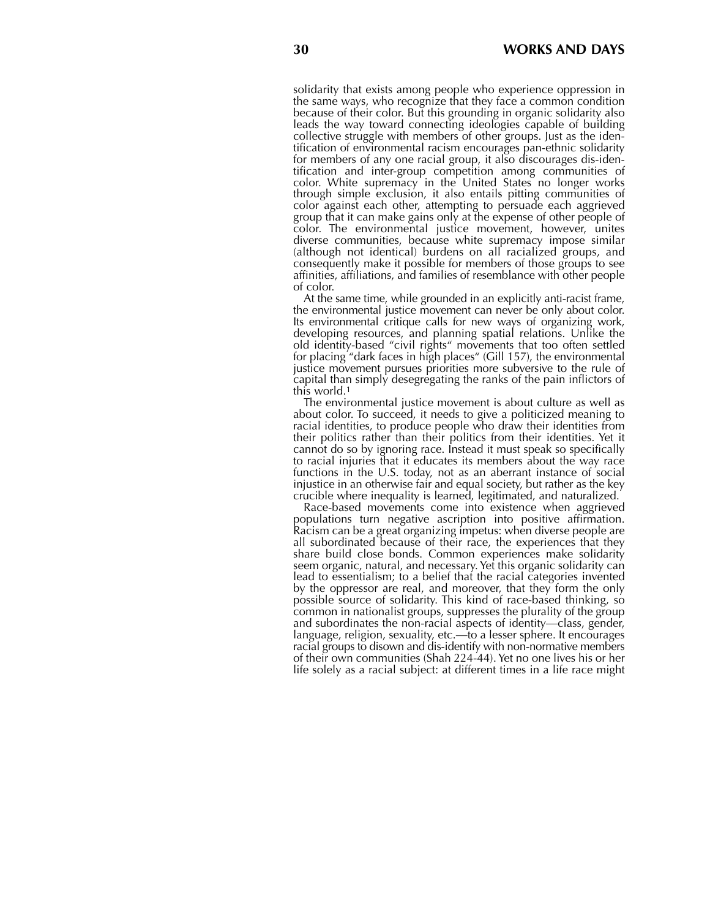solidarity that exists among people who experience oppression in the same ways, who recognize that they face a common condition because of their color. But this grounding in organic solidarity also leads the way toward connecting ideologies capable of building collective struggle with members of other groups. Just as the identification of environmental racism encourages pan-ethnic solidarity for members of any one racial group, it also discourages dis-identification and inter-group competition among communities of color. White supremacy in the United States no longer works through simple exclusion, it also entails pitting communities of color against each other, attempting to persuade each aggrieved group that it can make gains only at the expense of other people of color. The environmental justice movement, however, unites diverse communities, because white supremacy impose similar (although not identical) burdens on all racialized groups, and consequently make it possible for members of those groups to see affinities, affiliations, and families of resemblance with other people of color.

At the same time, while grounded in an explicitly anti-racist frame, the environmental justice movement can never be only about color. Its environmental critique calls for new ways of organizing work, developing resources, and planning spatial relations. Unlike the old identity-based "civil rights" movements that too often settled for placing "dark faces in high places" (Gill 157), the environmental justice movement pursues priorities more subversive to the rule of capital than simply desegregating the ranks of the pain inflictors of this world.[1]

The environmental justice movement is about culture as well as about color. To succeed, it needs to give a politicized meaning to racial identities, to produce people who draw their identities from their politics rather than their politics from their identities. Yet it cannot do so by ignoring race. Instead it must speak so specifically to racial injuries that it educates its members about the way race functions in the U.S. today, not as an aberrant instance of social injustice in an otherwise fair and equal society, but rather as the key crucible where inequality is learned, legitimated, and naturalized.

Race-based movements come into existence when aggrieved populations turn negative ascription into positive affirmation. Racism can be a great organizing impetus: when diverse people are all subordinated because of their race, the experiences that they share build close bonds. Common experiences make solidarity seem organic, natural, and necessary. Yet this organic solidarity can lead to essentialism; to a belief that the racial categories invented by the oppressor are real, and moreover, that they form the only possible source of solidarity. This kind of race-based thinking, so common in nationalist groups, suppresses the plurality of the group and subordinates the non-racial aspects of identity—class, gender, language, religion, sexuality, etc.—to a lesser sphere. It encourages racial groups to disown and dis-identify with non-normative members of their own communities (Shah 224-44). Yet no one lives his or her life solely as a racial subject: at different times in a life race might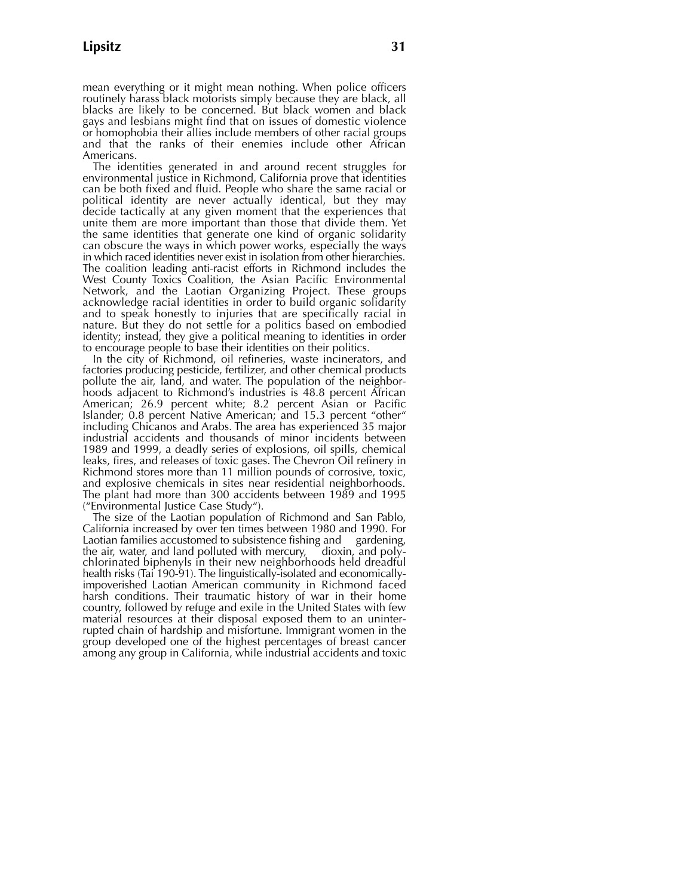mean everything or it might mean nothing. When police officers routinely harass black motorists simply because they are black, all blacks are likely to be concerned. But black women and black gays and lesbians might find that on issues of domestic violence or homophobia their allies include members of other racial groups and that the ranks of their enemies include other African Americans.

The identities generated in and around recent struggles for environmental justice in Richmond, California prove that identities can be both fixed and fluid. People who share the same racial or political identity are never actually identical, but they may decide tactically at any given moment that the experiences that unite them are more important than those that divide them. Yet the same identities that generate one kind of organic solidarity can obscure the ways in which power works, especially the ways in which raced identities never exist in isolation from other hierarchies. The coalition leading anti-racist efforts in Richmond includes the West County Toxics Coalition, the Asian Pacific Environmental Network, and the Laotian Organizing Project. These groups acknowledge racial identities in order to build organic solidarity and to speak honestly to injuries that are specifically racial in nature. But they do not settle for a politics based on embodied identity; instead, they give a political meaning to identities in order to encourage people to base their identities on their politics.

In the city of Richmond, oil refineries, waste incinerators, and factories producing pesticide, fertilizer, and other chemical products pollute the air, land, and water. The population of the neighborhoods adjacent to Richmond's industries is 48.8 percent African American; 26.9 percent white; 8.2 percent Asian or Pacific Islander; 0.8 percent Native American; and 15.3 percent "other" including Chicanos and Arabs. The area has experienced 35 major industrial accidents and thousands of minor incidents between 1989 and 1999, a deadly series of explosions, oil spills, chemical leaks, fires, and releases of toxic gases. The Chevron Oil refinery in Richmond stores more than 11 million pounds of corrosive, toxic, and explosive chemicals in sites near residential neighborhoods. The plant had more than 300 accidents between 1989 and 1995 ("Environmental Justice Case Study").

The size of the Laotian population of Richmond and San Pablo, California increased by over ten times between 1980 and 1990. For Laotian families accustomed to subsistence fishing and gardening, the air, water, and land polluted with mercury, dioxin, and polychlorinated biphenyls in their new neighborhoods held dreadful health risks (Tai 190-91). The linguistically-isolated and economically-impoverished Laotian American community in Richmond faced harsh conditions. Their traumatic history of war in their home country, followed by refuge and exile in the United States with few material resources at their disposal exposed them to an uninterrupted chain of hardship and misfortune. Immigrant women in the group developed one of the highest percentages of breast cancer among any group in California, while industrial accidents and toxic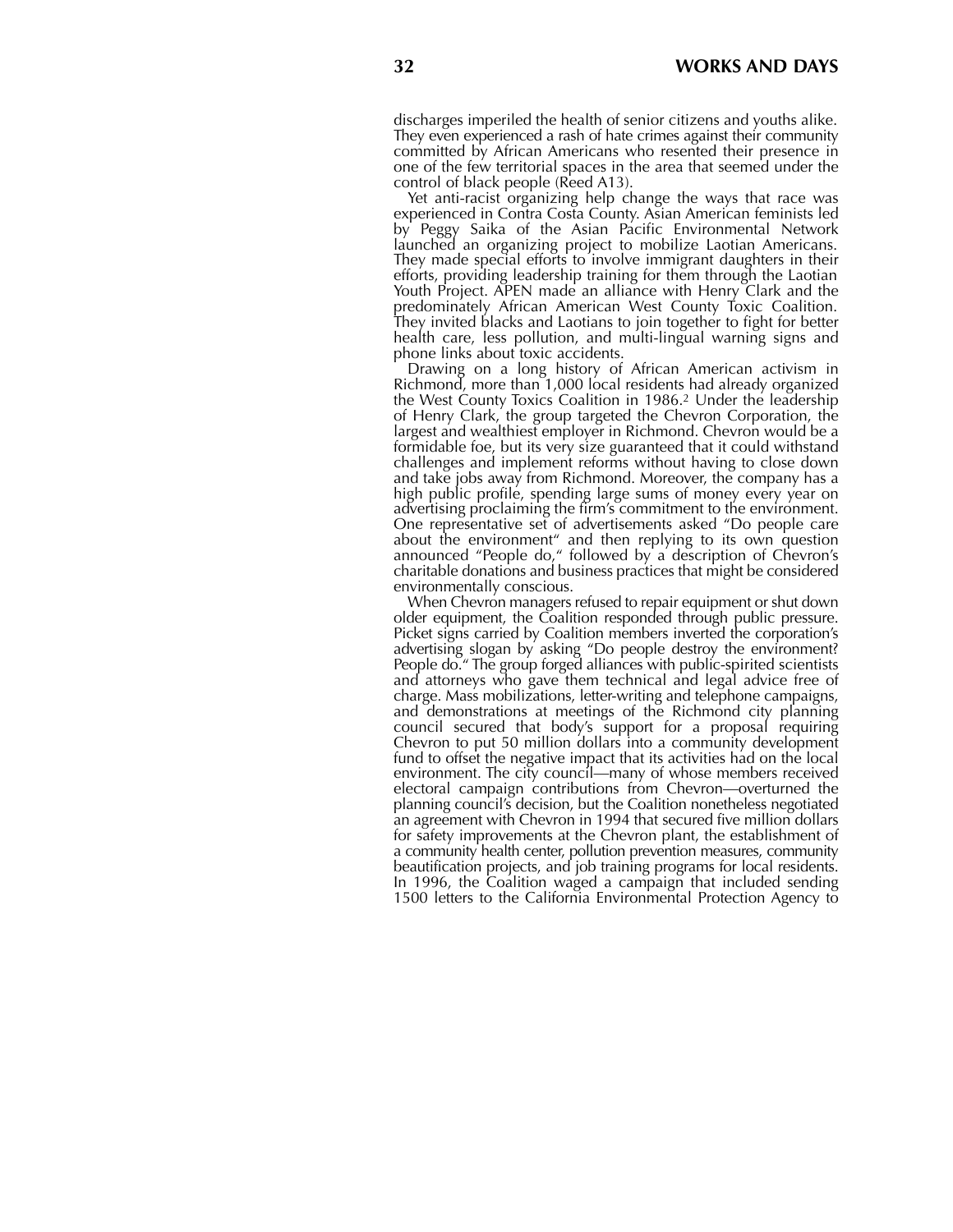discharges imperiled the health of senior citizens and youths alike. They even experienced a rash of hate crimes against their community committed by African Americans who resented their presence in one of the few territorial spaces in the area that seemed under the control of black people (Reed A13).

Yet anti-racist organizing help change the ways that race was experienced in Contra Costa County. Asian American feminists led by Peggy Saika of the Asian Pacific Environmental Network launched an organizing project to mobilize Laotian Americans. They made special efforts to involve immigrant daughters in their efforts, providing leadership training for them through the Laotian Youth Project. APEN made an alliance with Henry Clark and the predominately African American West County Toxic Coalition. They invited blacks and Laotians to join together to fight for better health care, less pollution, and multi-lingual warning signs and phone links about toxic accidents.

Drawing on a long history of African American activism in Richmond, more than 1,000 local residents had already organized the West County Toxics Coalition in 1986.[2] Under the leadership of Henry Clark, the group targeted the Chevron Corporation, the largest and wealthiest employer in Richmond. Chevron would be a formidable foe, but its very size guaranteed that it could withstand challenges and implement reforms without having to close down and take jobs away from Richmond. Moreover, the company has a high public profile, spending large sums of money every year on advertising proclaiming the firm's commitment to the environment. One representative set of advertisements asked "Do people care about the environment" and then replying to its own question announced "People do," followed by a description of Chevron's charitable donations and business practices that might be considered environmentally conscious.

When Chevron managers refused to repair equipment or shut down older equipment, the Coalition responded through public pressure. Picket signs carried by Coalition members inverted the corporation's advertising slogan by asking "Do people destroy the environment? People do." The group forged alliances with public-spirited scientists and attorneys who gave them technical and legal advice free of charge. Mass mobilizations, letter-writing and telephone campaigns, and demonstrations at meetings of the Richmond city planning council secured that body's support for a proposal requiring Chevron to put 50 million dollars into a community development fund to offset the negative impact that its activities had on the local environment. The city council—many of whose members received electoral campaign contributions from Chevron—overturned the planning council's decision, but the Coalition nonetheless negotiated an agreement with Chevron in 1994 that secured five million dollars for safety improvements at the Chevron plant, the establishment of a community health center, pollution prevention measures, community beautification projects, and job training programs for local residents. In 1996, the Coalition waged a campaign that included sending 1500 letters to the California Environmental Protection Agency to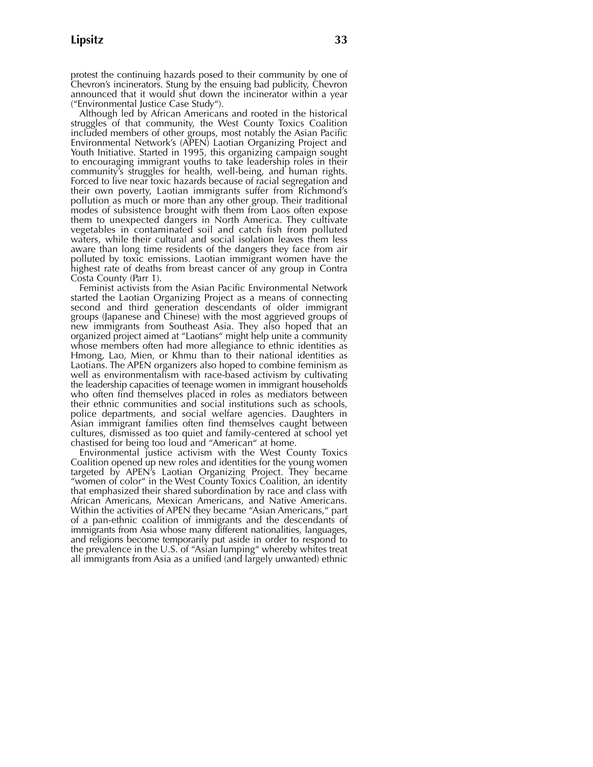protest the continuing hazards posed to their community by one of Chevron's incinerators. Stung by the ensuing bad publicity, Chevron announced that it would shut down the incinerator within a year ("Environmental Justice Case Study").

Although led by African Americans and rooted in the historical struggles of that community, the West County Toxics Coalition included members of other groups, most notably the Asian Pacific Environmental Network's (APEN) Laotian Organizing Project and Youth Initiative. Started in 1995, this organizing campaign sought to encouraging immigrant youths to take leadership roles in their community's struggles for health, well-being, and human rights. Forced to live near toxic hazards because of racial segregation and their own poverty, Laotian immigrants suffer from Richmond's pollution as much or more than any other group. Their traditional modes of subsistence brought with them from Laos often expose them to unexpected dangers in North America. They cultivate vegetables in contaminated soil and catch fish from polluted waters, while their cultural and social isolation leaves them less aware than long time residents of the dangers they face from air polluted by toxic emissions. Laotian immigrant women have the highest rate of deaths from breast cancer of any group in Contra Costa County (Parr 1).

Feminist activists from the Asian Pacific Environmental Network started the Laotian Organizing Project as a means of connecting second and third generation descendants of older immigrant groups (Japanese and Chinese) with the most aggrieved groups of new immigrants from Southeast Asia. They also hoped that an organized project aimed at "Laotians" might help unite a community whose members often had more allegiance to ethnic identities as Hmong, Lao, Mien, or Khmu than to their national identities as Laotians. The APEN organizers also hoped to combine feminism as well as environmentalism with race-based activism by cultivating the leadership capacities of teenage women in immigrant households who often find themselves placed in roles as mediators between their ethnic communities and social institutions such as schools, police departments, and social welfare agencies. Daughters in Asian immigrant families often find themselves caught between cultures, dismissed as too quiet and family-centered at school yet chastised for being too loud and "American" at home.

Environmental justice activism with the West County Toxics Coalition opened up new roles and identities for the young women targeted by APEN's Laotian Organizing Project. They became "women of color" in the West County Toxics Coalition, an identity that emphasized their shared subordination by race and class with African Americans, Mexican Americans, and Native Americans. Within the activities of APEN they became "Asian Americans," part of a pan-ethnic coalition of immigrants and the descendants of immigrants from Asia whose many different nationalities, languages, and religions become temporarily put aside in order to respond to the prevalence in the U.S. of "Asian lumping" whereby whites treat all immigrants from Asia as a unified (and largely unwanted) ethnic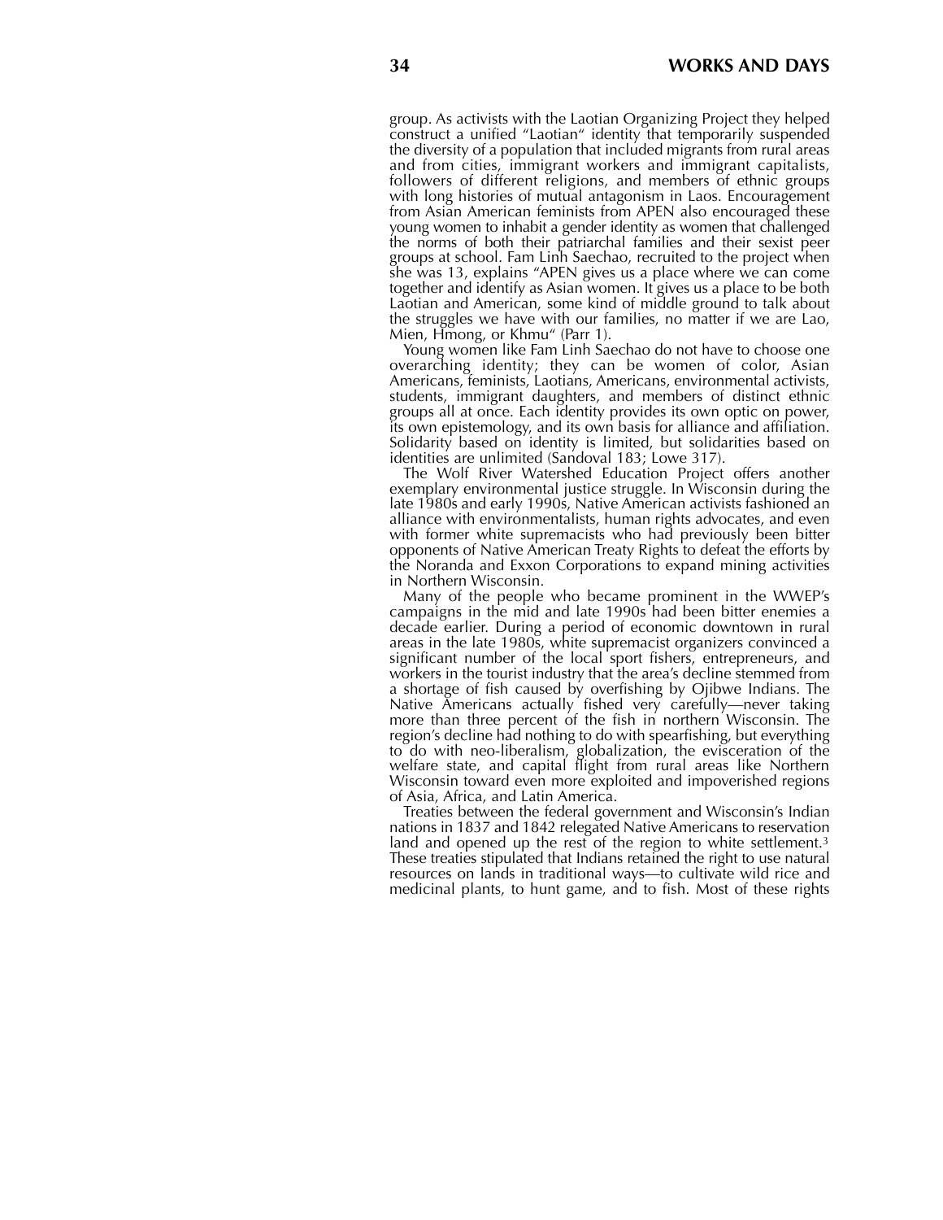group. As activists with the Laotian Organizing Project they helped construct a unified "Laotian" identity that temporarily suspended the diversity of a population that included migrants from rural areas and from cities, immigrant workers and immigrant capitalists, followers of different religions, and members of ethnic groups with long histories of mutual antagonism in Laos. Encouragement from Asian American feminists from APEN also encouraged these young women to inhabit a gender identity as women that challenged the norms of both their patriarchal families and their sexist peer groups at school. Fam Linh Saechao, recruited to the project when she was 13, explains "APEN gives us a place where we can come together and identify as Asian women. It gives us a place to be both Laotian and American, some kind of middle ground to talk about the struggles we have with our families, no matter if we are Lao, Mien, Hmong, or Khmu" (Parr 1).

Young women like Fam Linh Saechao do not have to choose one overarching identity; they can be women of color, Asian Americans, feminists, Laotians, Americans, environmental activists, students, immigrant daughters, and members of distinct ethnic groups all at once. Each identity provides its own optic on power, its own epistemology, and its own basis for alliance and affiliation. Solidarity based on identity is limited, but solidarities based on identities are unlimited (Sandoval 183; Lowe 317).

The Wolf River Watershed Education Project offers another exemplary environmental justice struggle. In Wisconsin during the late 1980s and early 1990s, Native American activists fashioned an alliance with environmentalists, human rights advocates, and even with former white supremacists who had previously been bitter opponents of Native American Treaty Rights to defeat the efforts by the Noranda and Exxon Corporations to expand mining activities in Northern Wisconsin.

Many of the people who became prominent in the WWEP's campaigns in the mid and late 1990s had been bitter enemies a decade earlier. During a period of economic downtown in rural areas in the late 1980s, white supremacist organizers convinced a significant number of the local sport fishers, entrepreneurs, and workers in the tourist industry that the area's decline stemmed from a shortage of fish caused by overfishing by Ojibwe Indians. The Native Americans actually fished very carefully—never taking more than three percent of the fish in northern Wisconsin. The region's decline had nothing to do with spearfishing, but everything to do with neo-liberalism, globalization, the evisceration of the welfare state, and capital flight from rural areas like Northern Wisconsin toward even more exploited and impoverished regions of Asia, Africa, and Latin America.

Treaties between the federal government and Wisconsin's Indian nations in 1837 and 1842 relegated Native Americans to reservation land and opened up the rest of the region to white settlement.[3] These treaties stipulated that Indians retained the right to use natural resources on lands in traditional ways—to cultivate wild rice and medicinal plants, to hunt game, and to fish. Most of these rights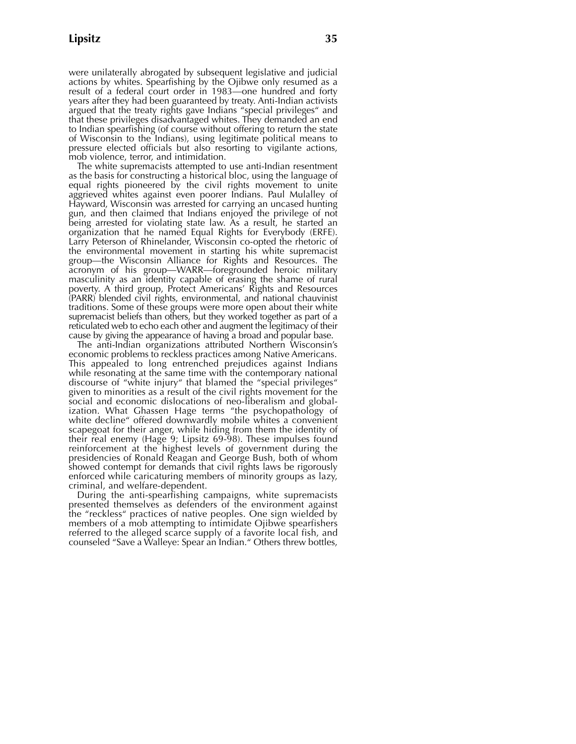were unilaterally abrogated by subsequent legislative and judicial actions by whites. Spearfishing by the Ojibwe only resumed as a result of a federal court order in 1983—one hundred and forty years after they had been guaranteed by treaty. Anti-Indian activists argued that the treaty rights gave Indians "special privileges" and that these privileges disadvantaged whites. They demanded an end to Indian spearfishing (of course without offering to return the state of Wisconsin to the Indians), using legitimate political means to pressure elected officials but also resorting to vigilante actions, mob violence, terror, and intimidation.

The white supremacists attempted to use anti-Indian resentment as the basis for constructing a historical bloc, using the language of equal rights pioneered by the civil rights movement to unite aggrieved whites against even poorer Indians. Paul Mulalley of Hayward, Wisconsin was arrested for carrying an uncased hunting gun, and then claimed that Indians enjoyed the privilege of not being arrested for violating state law. As a result, he started an organization that he named Equal Rights for Everybody (ERFE). Larry Peterson of Rhinelander, Wisconsin co-opted the rhetoric of the environmental movement in starting his white supremacist group—the Wisconsin Alliance for Rights and Resources. The acronym of his group—WARR—foregrounded heroic military masculinity as an identity capable of erasing the shame of rural poverty. A third group, Protect Americans' Rights and Resources (PARR) blended civil rights, environmental, and national chauvinist traditions. Some of these groups were more open about their white supremacist beliefs than others, but they worked together as part of a reticulated web to echo each other and augment the legitimacy of their cause by giving the appearance of having a broad and popular base.

The anti-Indian organizations attributed Northern Wisconsin's economic problems to reckless practices among Native Americans. This appealed to long entrenched prejudices against Indians while resonating at the same time with the contemporary national discourse of "white injury" that blamed the "special privileges" given to minorities as a result of the civil rights movement for the social and economic dislocations of neo-liberalism and globalization. What Ghassen Hage terms "the psychopathology of white decline" offered downwardly mobile whites a convenient scapegoat for their anger, while hiding from them the identity of their real enemy (Hage 9; Lipsitz 69-98). These impulses found reinforcement at the highest levels of government during the presidencies of Ronald Reagan and George Bush, both of whom showed contempt for demands that civil rights laws be rigorously enforced while caricaturing members of minority groups as lazy, criminal, and welfare-dependent.

During the anti-spearfishing campaigns, white supremacists presented themselves as defenders of the environment against the "reckless" practices of native peoples. One sign wielded by members of a mob attempting to intimidate Ojibwe spearfishers referred to the alleged scarce supply of a favorite local fish, and counseled "Save a Walleye: Spear an Indian." Others threw bottles,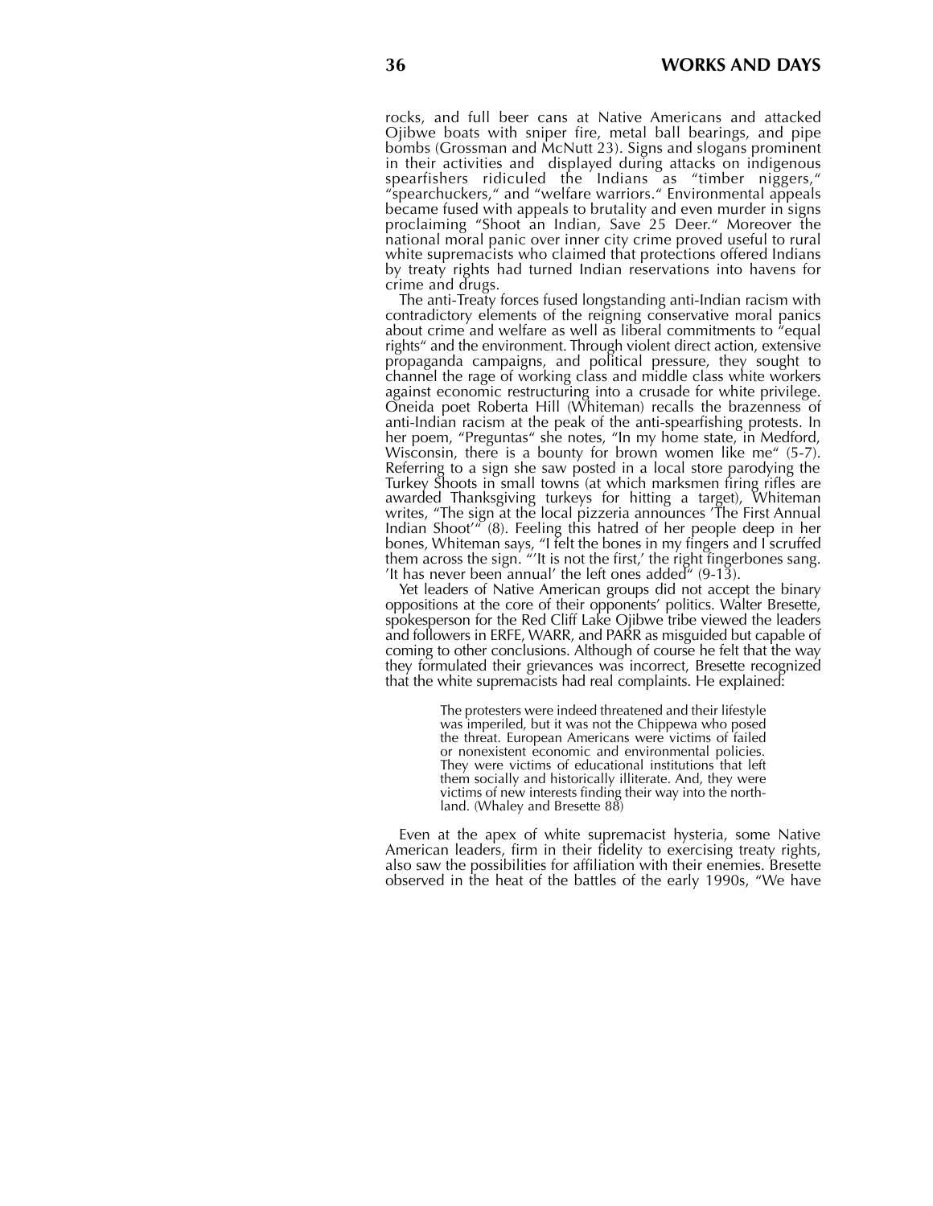rocks, and full beer cans at Native Americans and attacked Ojibwe boats with sniper fire, metal ball bearings, and pipe bombs (Grossman and McNutt 23). Signs and slogans prominent in their activities and displayed during attacks on indigenous spearfishers ridiculed the Indians as "timber niggers," "spearchuckers," and "welfare warriors." Environmental appeals became fused with appeals to brutality and even murder in signs proclaiming "Shoot an Indian, Save 25 Deer." Moreover the national moral panic over inner city crime proved useful to rural white supremacists who claimed that protections offered Indians by treaty rights had turned Indian reservations into havens for crime and drugs.

The anti-Treaty forces fused longstanding anti-Indian racism with contradictory elements of the reigning conservative moral panics about crime and welfare as well as liberal commitments to "equal rights" and the environment. Through violent direct action, extensive propaganda campaigns, and political pressure, they sought to channel the rage of working class and middle class white workers against economic restructuring into a crusade for white privilege. Oneida poet Roberta Hill (Whiteman) recalls the brazenness of anti-Indian racism at the peak of the anti-spearfishing protests. In her poem, "Preguntas" she notes, "In my home state, in Medford, Wisconsin, there is a bounty for brown women like me" (5-7). Referring to a sign she saw posted in a local store parodying the Turkey Shoots in small towns (at which marksmen firing rifles are awarded Thanksgiving turkeys for hitting a target), Whiteman writes, "The sign at the local pizzeria announces 'The First Annual Indian Shoot'" (8). Feeling this hatred of her people deep in her bones, Whiteman says, "I felt the bones in my fingers and I scruffed them across the sign. "'It is not the first,' the right fingerbones sang. 'It has never been annual' the left ones added" (9-13).

Yet leaders of Native American groups did not accept the binary oppositions at the core of their opponents' politics. Walter Bresette, spokesperson for the Red Cliff Lake Ojibwe tribe viewed the leaders and followers in ERFE, WARR, and PARR as misguided but capable of coming to other conclusions. Although of course he felt that the way they formulated their grievances was incorrect, Bresette recognized that the white supremacists had real complaints. He explained:

> The protesters were indeed threatened and their lifestyle was imperiled, but it was not the Chippewa who posed the threat. European Americans were victims of failed or nonexistent economic and environmental policies. They were victims of educational institutions that left them socially and historically illiterate. And, they were victims of new interests finding their way into the northland. (Whaley and Bresette 88)

Even at the apex of white supremacist hysteria, some Native American leaders, firm in their fidelity to exercising treaty rights, also saw the possibilities for affiliation with their enemies. Bresette observed in the heat of the battles of the early 1990s, "We have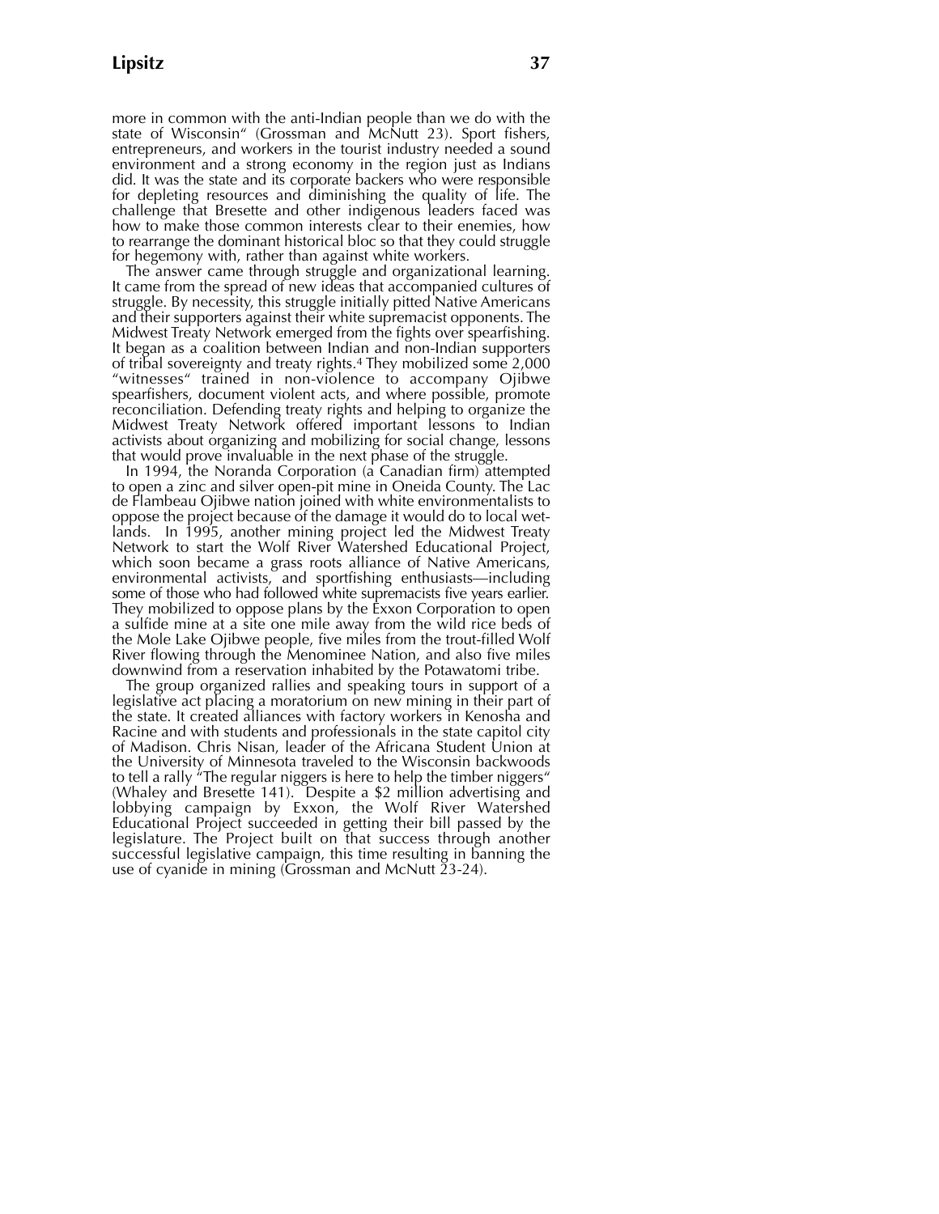more in common with the anti-Indian people than we do with the state of Wisconsin" (Grossman and McNutt 23). Sport fishers, entrepreneurs, and workers in the tourist industry needed a sound environment and a strong economy in the region just as Indians did. It was the state and its corporate backers who were responsible for depleting resources and diminishing the quality of life. The challenge that Bresette and other indigenous leaders faced was how to make those common interests clear to their enemies, how to rearrange the dominant historical bloc so that they could struggle for hegemony with, rather than against white workers.

The answer came through struggle and organizational learning. It came from the spread of new ideas that accompanied cultures of struggle. By necessity, this struggle initially pitted Native Americans and their supporters against their white supremacist opponents. The Midwest Treaty Network emerged from the fights over spearfishing. It began as a coalition between Indian and non-Indian supporters of tribal sovereignty and treaty rights.[4] They mobilized some 2,000 "witnesses" trained in non-violence to accompany Ojibwe spearfishers, document violent acts, and where possible, promote reconciliation. Defending treaty rights and helping to organize the Midwest Treaty Network offered important lessons to Indian activists about organizing and mobilizing for social change, lessons that would prove invaluable in the next phase of the struggle.

In 1994, the Noranda Corporation (a Canadian firm) attempted to open a zinc and silver open-pit mine in Oneida County. The Lac de Flambeau Ojibwe nation joined with white environmentalists to oppose the project because of the damage it would do to local wetlands. In 1995, another mining project led the Midwest Treaty Network to start the Wolf River Watershed Educational Project, which soon became a grass roots alliance of Native Americans, environmental activists, and sportfishing enthusiasts—including some of those who had followed white supremacists five years earlier. They mobilized to oppose plans by the Exxon Corporation to open a sulfide mine at a site one mile away from the wild rice beds of the Mole Lake Ojibwe people, five miles from the trout-filled Wolf River flowing through the Menominee Nation, and also five miles downwind from a reservation inhabited by the Potawatomi tribe.

The group organized rallies and speaking tours in support of a legislative act placing a moratorium on new mining in their part of the state. It created alliances with factory workers in Kenosha and Racine and with students and professionals in the state capitol city of Madison. Chris Nisan, leader of the Africana Student Union at the University of Minnesota traveled to the Wisconsin backwoods to tell a rally "The regular niggers is here to help the timber niggers" (Whaley and Bresette 141). Despite a $2 million advertising and lobbying campaign by Exxon, the Wolf River Watershed Educational Project succeeded in getting their bill passed by the legislature. The Project built on that success through another successful legislative campaign, this time resulting in banning the use of cyanide in mining (Grossman and McNutt 23-24).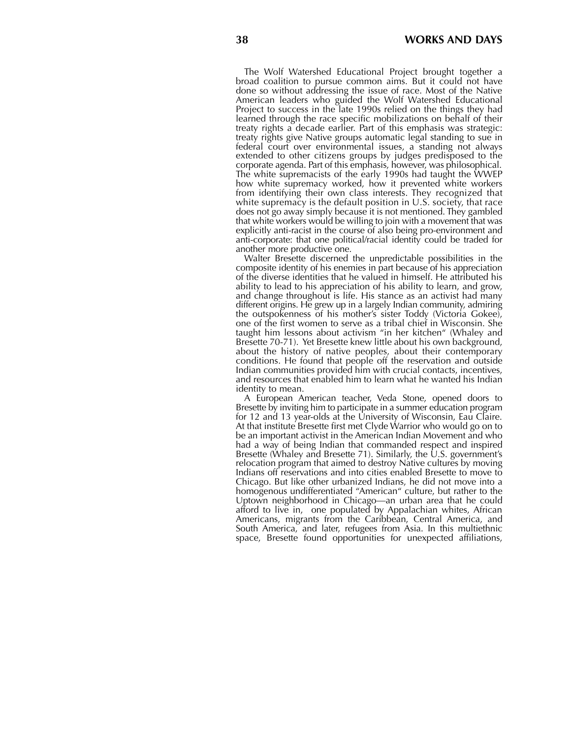The Wolf Watershed Educational Project brought together a broad coalition to pursue common aims. But it could not have done so without addressing the issue of race. Most of the Native American leaders who guided the Wolf Watershed Educational Project to success in the late 1990s relied on the things they had learned through the race specific mobilizations on behalf of their treaty rights a decade earlier. Part of this emphasis was strategic: treaty rights give Native groups automatic legal standing to sue in federal court over environmental issues, a standing not always extended to other citizens groups by judges predisposed to the corporate agenda. Part of this emphasis, however, was philosophical. The white supremacists of the early 1990s had taught the WWEP how white supremacy worked, how it prevented white workers from identifying their own class interests. They recognized that white supremacy is the default position in U.S. society, that race does not go away simply because it is not mentioned. They gambled that white workers would be willing to join with a movement that was explicitly anti-racist in the course of also being pro-environment and anti-corporate: that one political/racial identity could be traded for another more productive one.

Walter Bresette discerned the unpredictable possibilities in the composite identity of his enemies in part because of his appreciation of the diverse identities that he valued in himself. He attributed his ability to lead to his appreciation of his ability to learn, and grow, and change throughout is life. His stance as an activist had many different origins. He grew up in a largely Indian community, admiring the outspokenness of his mother's sister Toddy (Victoria Gokee), one of the first women to serve as a tribal chief in Wisconsin. She taught him lessons about activism "in her kitchen" (Whaley and Bresette 70-71). Yet Bresette knew little about his own background, about the history of native peoples, about their contemporary conditions. He found that people off the reservation and outside Indian communities provided him with crucial contacts, incentives, and resources that enabled him to learn what he wanted his Indian identity to mean.

A European American teacher, Veda Stone, opened doors to Bresette by inviting him to participate in a summer education program for 12 and 13 year-olds at the University of Wisconsin, Eau Claire. At that institute Bresette first met Clyde Warrior who would go on to be an important activist in the American Indian Movement and who had a way of being Indian that commanded respect and inspired Bresette (Whaley and Bresette 71). Similarly, the U.S. government's relocation program that aimed to destroy Native cultures by moving Indians off reservations and into cities enabled Bresette to move to Chicago. But like other urbanized Indians, he did not move into a homogenous undifferentiated "American" culture, but rather to the Uptown neighborhood in Chicago—an urban area that he could afford to live in, one populated by Appalachian whites, African Americans, migrants from the Caribbean, Central America, and South America, and later, refugees from Asia. In this multiethnic space, Bresette found opportunities for unexpected affiliations,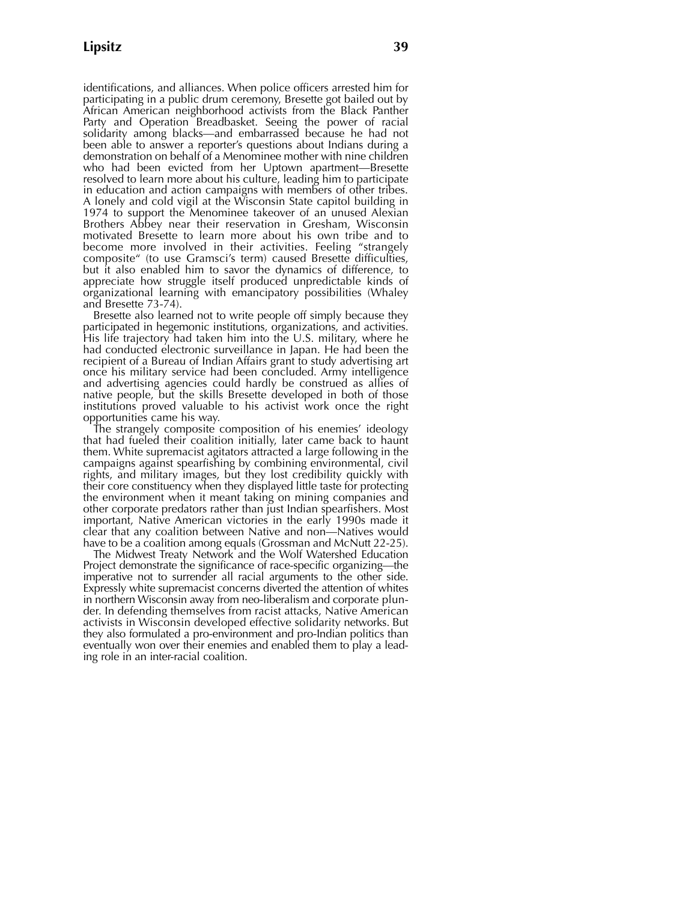identifications, and alliances. When police officers arrested him for participating in a public drum ceremony, Bresette got bailed out by African American neighborhood activists from the Black Panther Party and Operation Breadbasket. Seeing the power of racial solidarity among blacks—and embarrassed because he had not been able to answer a reporter's questions about Indians during a demonstration on behalf of a Menominee mother with nine children who had been evicted from her Uptown apartment—Bresette resolved to learn more about his culture, leading him to participate in education and action campaigns with members of other tribes. A lonely and cold vigil at the Wisconsin State capitol building in 1974 to support the Menominee takeover of an unused Alexian Brothers Abbey near their reservation in Gresham, Wisconsin motivated Bresette to learn more about his own tribe and to become more involved in their activities. Feeling "strangely composite" (to use Gramsci's term) caused Bresette difficulties, but it also enabled him to savor the dynamics of difference, to appreciate how struggle itself produced unpredictable kinds of organizational learning with emancipatory possibilities (Whaley and Bresette 73-74).

Bresette also learned not to write people off simply because they participated in hegemonic institutions, organizations, and activities. His life trajectory had taken him into the U.S. military, where he had conducted electronic surveillance in Japan. He had been the recipient of a Bureau of Indian Affairs grant to study advertising art once his military service had been concluded. Army intelligence and advertising agencies could hardly be construed as allies of native people, but the skills Bresette developed in both of those institutions proved valuable to his activist work once the right opportunities came his way.

The strangely composite composition of his enemies' ideology that had fueled their coalition initially, later came back to haunt them. White supremacist agitators attracted a large following in the campaigns against spearfishing by combining environmental, civil rights, and military images, but they lost credibility quickly with their core constituency when they displayed little taste for protecting the environment when it meant taking on mining companies and other corporate predators rather than just Indian spearfishers. Most important, Native American victories in the early 1990s made it clear that any coalition between Native and non—Natives would have to be a coalition among equals (Grossman and McNutt 22-25).

The Midwest Treaty Network and the Wolf Watershed Education Project demonstrate the significance of race-specific organizing—the imperative not to surrender all racial arguments to the other side. Expressly white supremacist concerns diverted the attention of whites in northern Wisconsin away from neo-liberalism and corporate plunder. In defending themselves from racist attacks, Native American activists in Wisconsin developed effective solidarity networks. But they also formulated a pro-environment and pro-Indian politics than eventually won over their enemies and enabled them to play a leading role in an inter-racial coalition.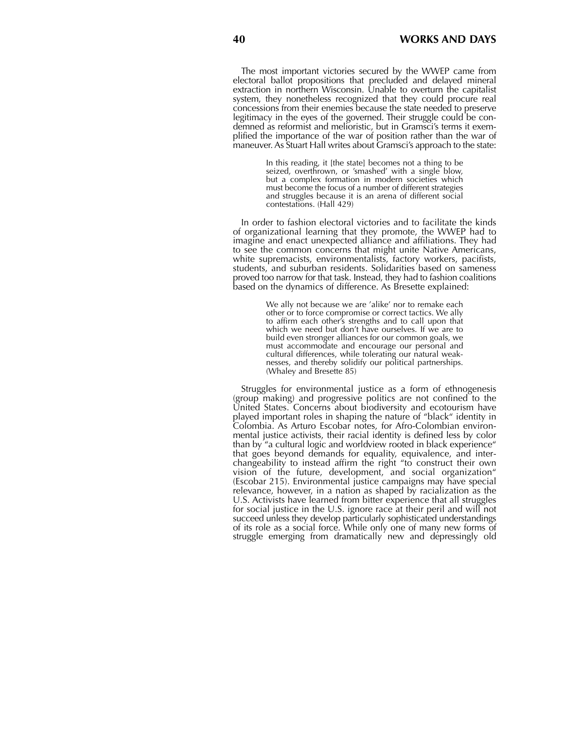The most important victories secured by the WWEP came from electoral ballot propositions that precluded and delayed mineral extraction in northern Wisconsin. Unable to overturn the capitalist system, they nonetheless recognized that they could procure real concessions from their enemies because the state needed to preserve legitimacy in the eyes of the governed. Their struggle could be condemned as reformist and melioristic, but in Gramsci's terms it exemplified the importance of the war of position rather than the war of maneuver. As Stuart Hall writes about Gramsci's approach to the state:

> In this reading, it [the state] becomes not a thing to be seized, overthrown, or 'smashed' with a single blow, but a complex formation in modern societies which must become the focus of a number of different strategies and struggles because it is an arena of different social contestations. (Hall 429)

In order to fashion electoral victories and to facilitate the kinds of organizational learning that they promote, the WWEP had to imagine and enact unexpected alliance and affiliations. They had to see the common concerns that might unite Native Americans, white supremacists, environmentalists, factory workers, pacifists, students, and suburban residents. Solidarities based on sameness proved too narrow for that task. Instead, they had to fashion coalitions based on the dynamics of difference. As Bresette explained:

> We ally not because we are 'alike' nor to remake each other or to force compromise or correct tactics. We ally to affirm each other's strengths and to call upon that which we need but don't have ourselves. If we are to build even stronger alliances for our common goals, we must accommodate and encourage our personal and cultural differences, while tolerating our natural weaknesses, and thereby solidify our political partnerships. (Whaley and Bresette 85)

Struggles for environmental justice as a form of ethnogenesis (group making) and progressive politics are not confined to the United States. Concerns about biodiversity and ecotourism have played important roles in shaping the nature of "black" identity in Colombia. As Arturo Escobar notes, for Afro-Colombian environmental justice activists, their racial identity is defined less by color than by "a cultural logic and worldview rooted in black experience" that goes beyond demands for equality, equivalence, and interchangeability to instead affirm the right "to construct their own vision of the future, development, and social organization" (Escobar 215). Environmental justice campaigns may have special relevance, however, in a nation as shaped by racialization as the U.S. Activists have learned from bitter experience that all struggles for social justice in the U.S. ignore race at their peril and will not succeed unless they develop particularly sophisticated understandings of its role as a social force. While only one of many new forms of struggle emerging from dramatically new and depressingly old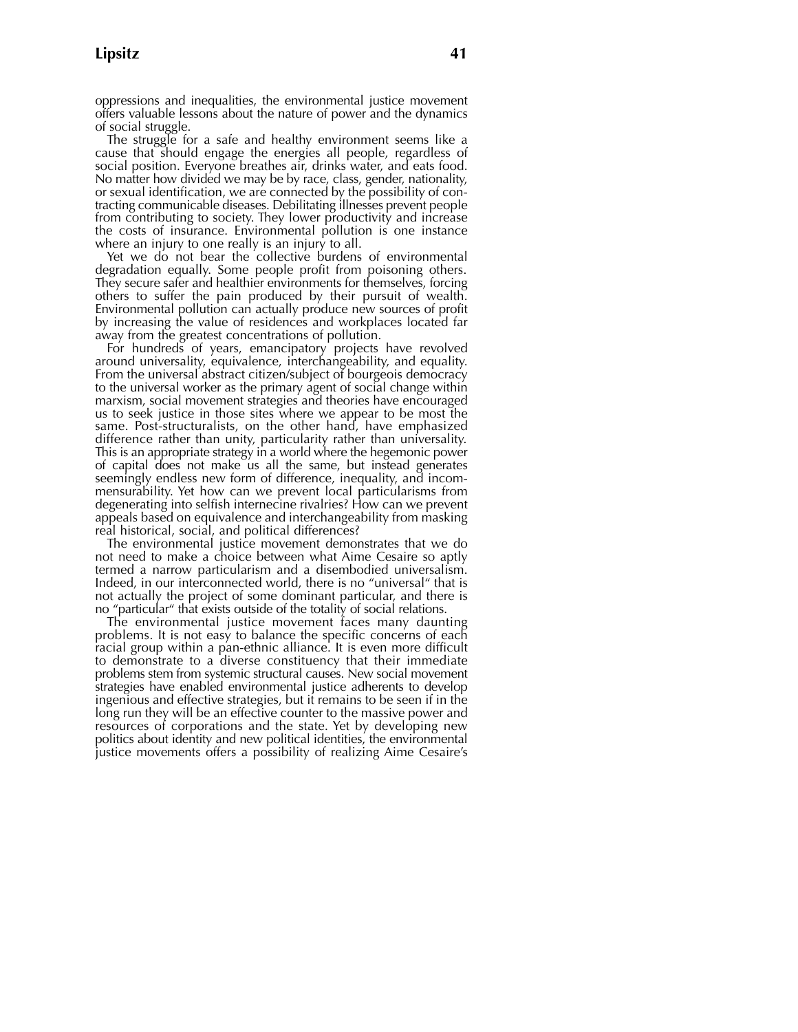oppressions and inequalities, the environmental justice movement offers valuable lessons about the nature of power and the dynamics of social struggle.

The struggle for a safe and healthy environment seems like a cause that should engage the energies all people, regardless of social position. Everyone breathes air, drinks water, and eats food. No matter how divided we may be by race, class, gender, nationality, or sexual identification, we are connected by the possibility of contracting communicable diseases. Debilitating illnesses prevent people from contributing to society. They lower productivity and increase the costs of insurance. Environmental pollution is one instance where an injury to one really is an injury to all.

Yet we do not bear the collective burdens of environmental degradation equally. Some people profit from poisoning others. They secure safer and healthier environments for themselves, forcing others to suffer the pain produced by their pursuit of wealth. Environmental pollution can actually produce new sources of profit by increasing the value of residences and workplaces located far away from the greatest concentrations of pollution.

For hundreds of years, emancipatory projects have revolved around universality, equivalence, interchangeability, and equality. From the universal abstract citizen/subject of bourgeois democracy to the universal worker as the primary agent of social change within marxism, social movement strategies and theories have encouraged us to seek justice in those sites where we appear to be most the same. Post-structuralists, on the other hand, have emphasized difference rather than unity, particularity rather than universality. This is an appropriate strategy in a world where the hegemonic power of capital does not make us all the same, but instead generates seemingly endless new form of difference, inequality, and incommensurability. Yet how can we prevent local particularisms from degenerating into selfish internecine rivalries? How can we prevent appeals based on equivalence and interchangeability from masking real historical, social, and political differences?

The environmental justice movement demonstrates that we do not need to make a choice between what Aime Cesaire so aptly termed a narrow particularism and a disembodied universalism. Indeed, in our interconnected world, there is no "universal" that is not actually the project of some dominant particular, and there is no "particular" that exists outside of the totality of social relations.

The environmental justice movement faces many daunting problems. It is not easy to balance the specific concerns of each racial group within a pan-ethnic alliance. It is even more difficult to demonstrate to a diverse constituency that their immediate problems stem from systemic structural causes. New social movement strategies have enabled environmental justice adherents to develop ingenious and effective strategies, but it remains to be seen if in the long run they will be an effective counter to the massive power and resources of corporations and the state. Yet by developing new politics about identity and new political identities, the environmental justice movements offers a possibility of realizing Aime Cesaire's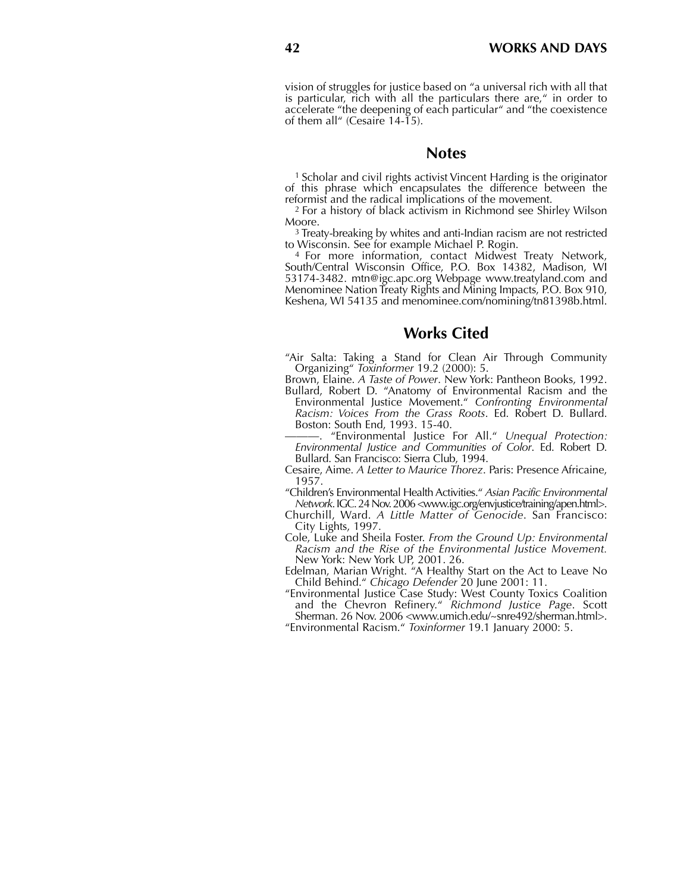vision of struggles for justice based on "a universal rich with all that is particular, rich with all the particulars there are," in order to accelerate "the deepening of each particular" and "the coexistence of them all" (Cesaire 14-15).

## Notes

[1] Scholar and civil rights activist Vincent Harding is the originator of this phrase which encapsulates the difference between the reformist and the radical implications of the movement.

[2] For a history of black activism in Richmond see Shirley Wilson Moore.

[3] Treaty-breaking by whites and anti-Indian racism are not restricted to Wisconsin. See for example Michael P. Rogin.

[4] For more information, contact Midwest Treaty Network, South/Central Wisconsin Office, P.O. Box 14382, Madison, WI 53174-3482. mtn@igc.apc.org Webpage www.treatyland.com and Menominee Nation Treaty Rights and Mining Impacts, P.O. Box 910, Keshena, WI 54135 and menominee.com/nomining/tn81398b.html.

## Works Cited

"Air Salta: Taking a Stand for Clean Air Through Community Organizing" *Toxinformer* 19.2 (2000): 5.

Brown, Elaine. *A Taste of Power*. New York: Pantheon Books, 1992.

Bullard, Robert D. "Anatomy of Environmental Racism and the Environmental Justice Movement." *Confronting Environmental Racism: Voices From the Grass Roots*. Ed. Robert D. Bullard. Boston: South End, 1993. 15-40.

———. "Environmental Justice For All." *Unequal Protection: Environmental Justice and Communities of Color*. Ed. Robert D. Bullard. San Francisco: Sierra Club, 1994.

Cesaire, Aime. *A Letter to Maurice Thorez*. Paris: Presence Africaine, 1957.

"Children's Environmental Health Activities." *Asian Pacific Environmental Network*. IGC. 24 Nov. 2006 <www.igc.org/envjustice/training/apen.html>.

Churchill, Ward. *A Little Matter of Genocide*. San Francisco: City Lights, 1997.

Cole, Luke and Sheila Foster. *From the Ground Up: Environmental Racism and the Rise of the Environmental Justice Movement.* New York: New York UP, 2001. 26.

Edelman, Marian Wright. "A Healthy Start on the Act to Leave No Child Behind." *Chicago Defender* 20 June 2001: 11.

"Environmental Justice Case Study: West County Toxics Coalition and the Chevron Refinery." *Richmond Justice Page*. Scott Sherman. 26 Nov. 2006 <www.umich.edu/~snre492/sherman.html>.

"Environmental Racism." *Toxinformer* 19.1 January 2000: 5.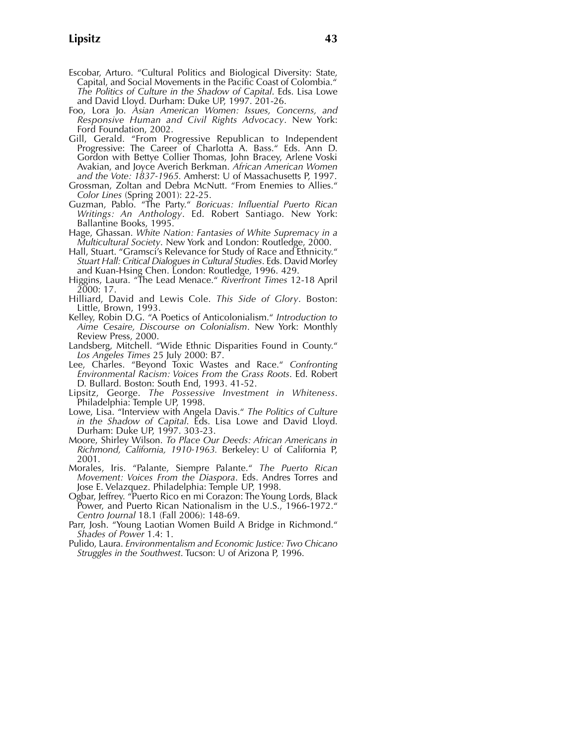Escobar, Arturo. "Cultural Politics and Biological Diversity: State, Capital, and Social Movements in the Pacific Coast of Colombia." *The Politics of Culture in the Shadow of Capital*. Eds. Lisa Lowe and David Lloyd. Durham: Duke UP, 1997. 201-26.

Foo, Lora Jo. *Asian American Women: Issues, Concerns, and Responsive Human and Civil Rights Advocacy*. New York: Ford Foundation, 2002.

Gill, Gerald. "From Progressive Republican to Independent Progressive: The Career of Charlotta A. Bass." Eds. Ann D. Gordon with Bettye Collier Thomas, John Bracey, Arlene Voski Avakian, and Joyce Averich Berkman. *African American Women and the Vote: 1837-1965.* Amherst: U of Massachusetts P, 1997.

Grossman, Zoltan and Debra McNutt. "From Enemies to Allies." *Color Lines* (Spring 2001): 22-25.

Guzman, Pablo. "The Party." *Boricuas: Influential Puerto Rican Writings: An Anthology*. Ed. Robert Santiago. New York: Ballantine Books, 1995.

Hage, Ghassan. *White Nation: Fantasies of White Supremacy in a Multicultural Society*. New York and London: Routledge, 2000.

Hall, Stuart. "Gramsci's Relevance for Study of Race and Ethnicity." *Stuart Hall: Critical Dialogues in Cultural Studies*. Eds. David Morley and Kuan-Hsing Chen. London: Routledge, 1996. 429.

Higgins, Laura. "The Lead Menace." *Riverfront Times* 12-18 April 2000: 17.

Hilliard, David and Lewis Cole. *This Side of Glory*. Boston: Little, Brown, 1993.

Kelley, Robin D.G. "A Poetics of Anticolonialism." *Introduction to Aime Cesaire, Discourse on Colonialism*. New York: Monthly Review Press, 2000.

Landsberg, Mitchell. "Wide Ethnic Disparities Found in County." *Los Angeles Times* 25 July 2000: B7.

Lee, Charles. "Beyond Toxic Wastes and Race." *Confronting Environmental Racism: Voices From the Grass Roots*. Ed. Robert D. Bullard. Boston: South End, 1993. 41-52.

Lipsitz, George. *The Possessive Investment in Whiteness*. Philadelphia: Temple UP, 1998.

Lowe, Lisa. "Interview with Angela Davis." *The Politics of Culture in the Shadow of Capital*. Eds. Lisa Lowe and David Lloyd. Durham: Duke UP, 1997. 303-23.

Moore, Shirley Wilson. *To Place Our Deeds: African Americans in Richmond, California, 1910-1963.* Berkeley: U of California P, 2001.

Morales, Iris. "Palante, Siempre Palante." *The Puerto Rican Movement: Voices From the Diaspora*. Eds. Andres Torres and Jose E. Velazquez. Philadelphia: Temple UP, 1998.

Ogbar, Jeffrey. "Puerto Rico en mi Corazon: The Young Lords, Black Power, and Puerto Rican Nationalism in the U.S., 1966-1972." *Centro Journal* 18.1 (Fall 2006): 148-69.

Parr, Josh. "Young Laotian Women Build A Bridge in Richmond." *Shades of Power* 1.4: 1.

Pulido, Laura. *Environmentalism and Economic Justice: Two Chicano Struggles in the Southwest*. Tucson: U of Arizona P, 1996.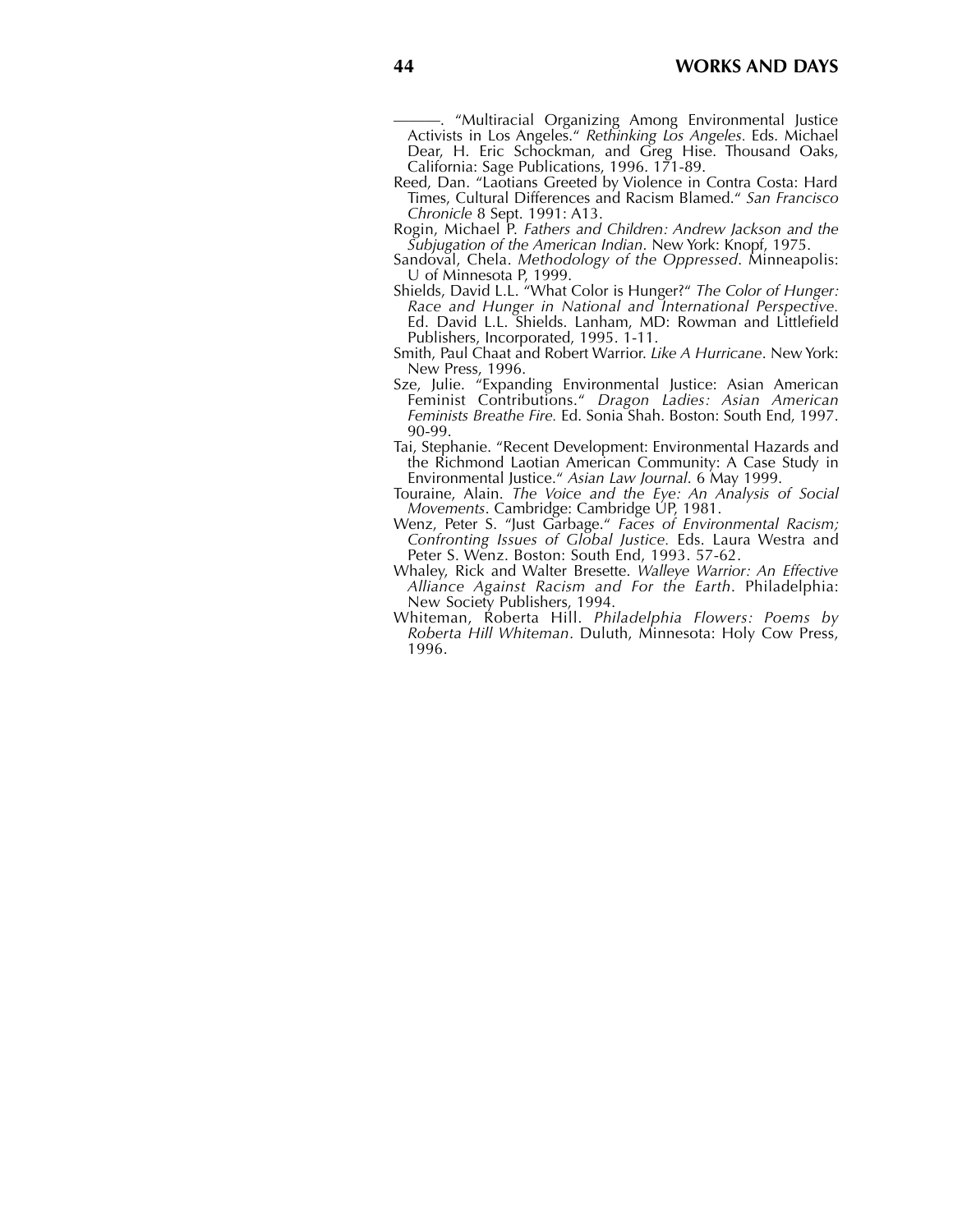———. "Multiracial Organizing Among Environmental Justice Activists in Los Angeles." *Rethinking Los Angeles.* Eds. Michael Dear, H. Eric Schockman, and Greg Hise. Thousand Oaks, California: Sage Publications, 1996. 171-89.

Reed, Dan. "Laotians Greeted by Violence in Contra Costa: Hard Times, Cultural Differences and Racism Blamed." *San Francisco Chronicle* 8 Sept. 1991: A13.

Rogin, Michael P. *Fathers and Children: Andrew Jackson and the Subjugation of the American Indian*. New York: Knopf, 1975.

Sandoval, Chela. *Methodology of the Oppressed*. Minneapolis: U of Minnesota P, 1999.

Shields, David L.L. "What Color is Hunger?" *The Color of Hunger: Race and Hunger in National and International Perspective.* Ed. David L.L. Shields. Lanham, MD: Rowman and Littlefield Publishers, Incorporated, 1995. 1-11.

Smith, Paul Chaat and Robert Warrior. *Like A Hurricane*. New York: New Press, 1996.

Sze, Julie. "Expanding Environmental Justice: Asian American Feminist Contributions." *Dragon Ladies: Asian American Feminists Breathe Fire.* Ed. Sonia Shah. Boston: South End, 1997. 90-99.

Tai, Stephanie. "Recent Development: Environmental Hazards and the Richmond Laotian American Community: A Case Study in Environmental Justice." *Asian Law Journal*. 6 May 1999.

Touraine, Alain. *The Voice and the Eye: An Analysis of Social Movements*. Cambridge: Cambridge UP, 1981.

Wenz, Peter S. "Just Garbage." *Faces of Environmental Racism; Confronting Issues of Global Justice.* Eds. Laura Westra and Peter S. Wenz. Boston: South End, 1993. 57-62.

Whaley, Rick and Walter Bresette. *Walleye Warrior: An Effective Alliance Against Racism and For the Earth*. Philadelphia: New Society Publishers, 1994.

Whiteman, Roberta Hill. *Philadelphia Flowers: Poems by Roberta Hill Whiteman*. Duluth, Minnesota: Holy Cow Press, 1996.